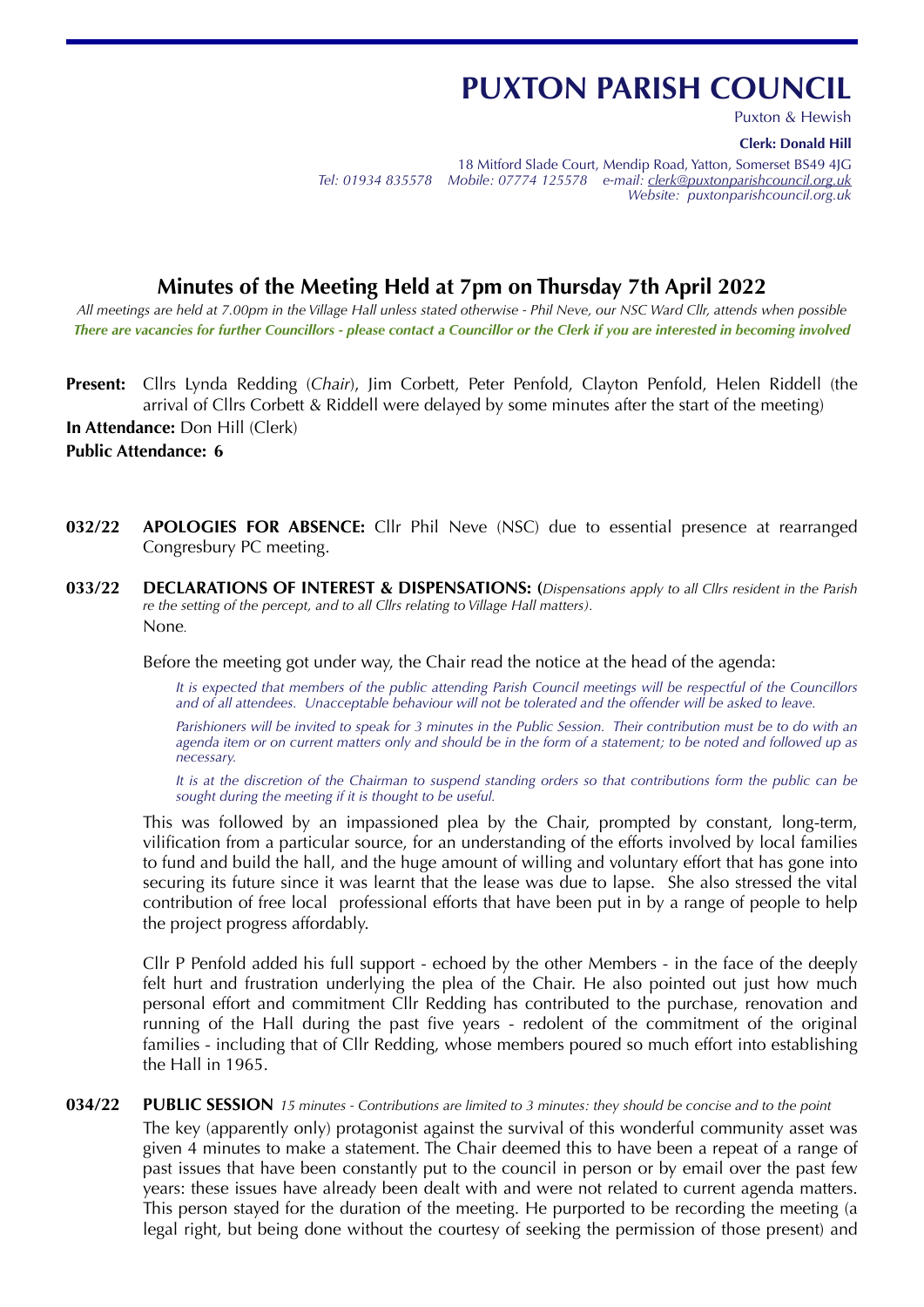# PUXTON PARISH COUNCIL

Puxton & Hewish

**Clerk: Donald Hill**

18 Mitford Slade Court, Mendip Road, Yatton, Somerset BS49 4JG
*Tel: 01934 835578 Mobile: 07774 125578 e-mail: clerk@puxtonparishcouncil.org.uk*
*Website: puxtonparishcouncil.org.uk*

## Minutes of the Meeting Held at 7pm on Thursday 7th April 2022

*All meetings are held at 7.00pm in the Village Hall unless stated otherwise - Phil Neve, our NSC Ward Cllr, attends when possible*

***There are vacancies for further Councillors - please contact a Councillor or the Clerk if you are interested in becoming involved***

**Present:** Cllrs Lynda Redding (*Chair*), Jim Corbett, Peter Penfold, Clayton Penfold, Helen Riddell (the arrival of Cllrs Corbett & Riddell were delayed by some minutes after the start of the meeting)

**In Attendance:** Don Hill (Clerk)

**Public Attendance: 6**

**032/22 APOLOGIES FOR ABSENCE:** Cllr Phil Neve (NSC) due to essential presence at rearranged Congresbury PC meeting.

**033/22 DECLARATIONS OF INTEREST & DISPENSATIONS:** (*Dispensations apply to all Cllrs resident in the Parish re the setting of the percept, and to all Cllrs relating to Village Hall matters).*

None.

Before the meeting got under way, the Chair read the notice at the head of the agenda:

> *It is expected that members of the public attending Parish Council meetings will be respectful of the Councillors and of all attendees. Unacceptable behaviour will not be tolerated and the offender will be asked to leave.*
>
> *Parishioners will be invited to speak for 3 minutes in the Public Session. Their contribution must be to do with an agenda item or on current matters only and should be in the form of a statement; to be noted and followed up as necessary.*
>
> *It is at the discretion of the Chairman to suspend standing orders so that contributions form the public can be sought during the meeting if it is thought to be useful.*

This was followed by an impassioned plea by the Chair, prompted by constant, long-term, vilification from a particular source, for an understanding of the efforts involved by local families to fund and build the hall, and the huge amount of willing and voluntary effort that has gone into securing its future since it was learnt that the lease was due to lapse. She also stressed the vital contribution of free local professional efforts that have been put in by a range of people to help the project progress affordably.

Cllr P Penfold added his full support - echoed by the other Members - in the face of the deeply felt hurt and frustration underlying the plea of the Chair. He also pointed out just how much personal effort and commitment Cllr Redding has contributed to the purchase, renovation and running of the Hall during the past five years - redolent of the commitment of the original families - including that of Cllr Redding, whose members poured so much effort into establishing the Hall in 1965.

**034/22 PUBLIC SESSION** *15 minutes - Contributions are limited to 3 minutes: they should be concise and to the point*

The key (apparently only) protagonist against the survival of this wonderful community asset was given 4 minutes to make a statement. The Chair deemed this to have been a repeat of a range of past issues that have been constantly put to the council in person or by email over the past few years: these issues have already been dealt with and were not related to current agenda matters. This person stayed for the duration of the meeting. He purported to be recording the meeting (a legal right, but being done without the courtesy of seeking the permission of those present) and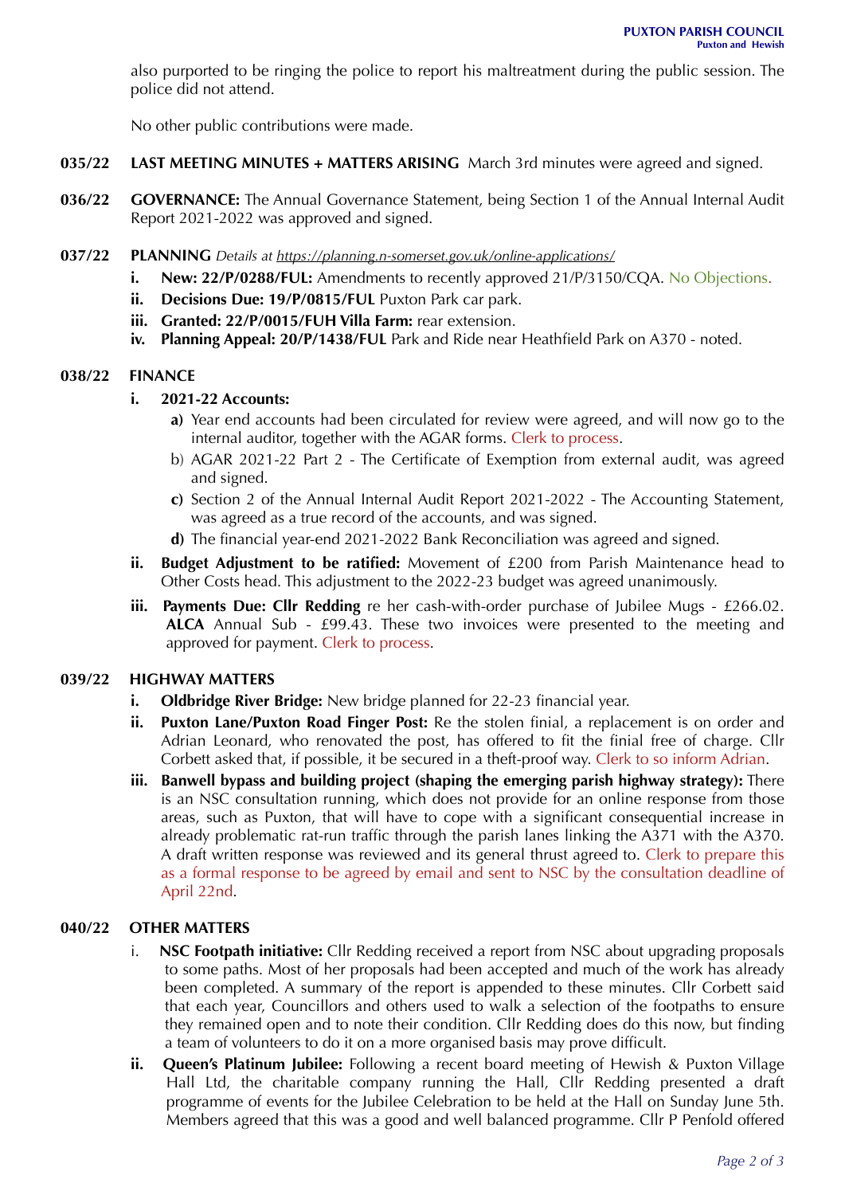also purported to be ringing the police to report his maltreatment during the public session. The police did not attend.

No other public contributions were made.

**035/22 LAST MEETING MINUTES + MATTERS ARISING** March 3rd minutes were agreed and signed.

**036/22 GOVERNANCE:** The Annual Governance Statement, being Section 1 of the Annual Internal Audit Report 2021-2022 was approved and signed.

**037/22 PLANNING** *Details at https://planning.n-somerset.gov.uk/online-applications/*

- **i. New: 22/P/0288/FUL:** Amendments to recently approved 21/P/3150/CQA. No Objections.
- **ii. Decisions Due: 19/P/0815/FUL** Puxton Park car park.
- **iii. Granted: 22/P/0015/FUH Villa Farm:** rear extension.
- **iv. Planning Appeal: 20/P/1438/FUL** Park and Ride near Heathfield Park on A370 - noted.

**038/22 FINANCE**

- **i. 2021-22 Accounts:**
  - **a)** Year end accounts had been circulated for review were agreed, and will now go to the internal auditor, together with the AGAR forms. Clerk to process.
  - b) AGAR 2021-22 Part 2 - The Certificate of Exemption from external audit, was agreed and signed.
  - **c)** Section 2 of the Annual Internal Audit Report 2021-2022 - The Accounting Statement, was agreed as a true record of the accounts, and was signed.
  - **d)** The financial year-end 2021-2022 Bank Reconciliation was agreed and signed.
- **ii. Budget Adjustment to be ratified:** Movement of £200 from Parish Maintenance head to Other Costs head. This adjustment to the 2022-23 budget was agreed unanimously.
- **iii. Payments Due: Cllr Redding** re her cash-with-order purchase of Jubilee Mugs - £266.02. **ALCA** Annual Sub - £99.43. These two invoices were presented to the meeting and approved for payment. Clerk to process.

**039/22 HIGHWAY MATTERS**

- **i. Oldbridge River Bridge:** New bridge planned for 22-23 financial year.
- **ii. Puxton Lane/Puxton Road Finger Post:** Re the stolen finial, a replacement is on order and Adrian Leonard, who renovated the post, has offered to fit the finial free of charge. Cllr Corbett asked that, if possible, it be secured in a theft-proof way. Clerk to so inform Adrian.
- **iii. Banwell bypass and building project (shaping the emerging parish highway strategy):** There is an NSC consultation running, which does not provide for an online response from those areas, such as Puxton, that will have to cope with a significant consequential increase in already problematic rat-run traffic through the parish lanes linking the A371 with the A370. A draft written response was reviewed and its general thrust agreed to. Clerk to prepare this as a formal response to be agreed by email and sent to NSC by the consultation deadline of April 22nd.

**040/22 OTHER MATTERS**

- i. **NSC Footpath initiative:** Cllr Redding received a report from NSC about upgrading proposals to some paths. Most of her proposals had been accepted and much of the work has already been completed. A summary of the report is appended to these minutes. Cllr Corbett said that each year, Councillors and others used to walk a selection of the footpaths to ensure they remained open and to note their condition. Cllr Redding does do this now, but finding a team of volunteers to do it on a more organised basis may prove difficult.
- **ii. Queen's Platinum Jubilee:** Following a recent board meeting of Hewish & Puxton Village Hall Ltd, the charitable company running the Hall, Cllr Redding presented a draft programme of events for the Jubilee Celebration to be held at the Hall on Sunday June 5th. Members agreed that this was a good and well balanced programme. Cllr P Penfold offered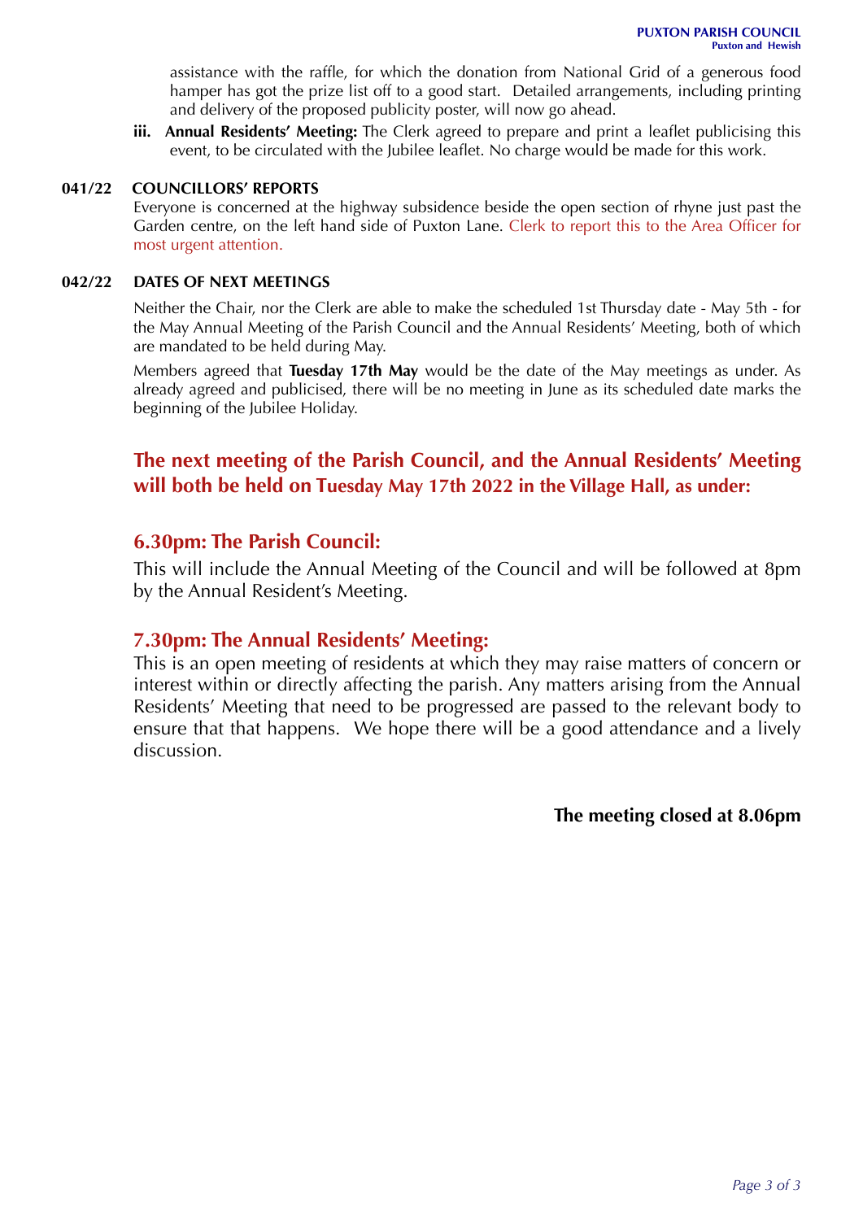assistance with the raffle, for which the donation from National Grid of a generous food hamper has got the prize list off to a good start. Detailed arrangements, including printing and delivery of the proposed publicity poster, will now go ahead.

iii. **Annual Residents' Meeting:** The Clerk agreed to prepare and print a leaflet publicising this event, to be circulated with the Jubilee leaflet. No charge would be made for this work.

**041/22 COUNCILLORS' REPORTS**

Everyone is concerned at the highway subsidence beside the open section of rhyne just past the Garden centre, on the left hand side of Puxton Lane. Clerk to report this to the Area Officer for most urgent attention.

**042/22 DATES OF NEXT MEETINGS**

Neither the Chair, nor the Clerk are able to make the scheduled 1st Thursday date - May 5th - for the May Annual Meeting of the Parish Council and the Annual Residents' Meeting, both of which are mandated to be held during May.

Members agreed that **Tuesday 17th May** would be the date of the May meetings as under. As already agreed and publicised, there will be no meeting in June as its scheduled date marks the beginning of the Jubilee Holiday.

## The next meeting of the Parish Council, and the Annual Residents' Meeting will both be held on Tuesday May 17th 2022 in the Village Hall, as under:

### 6.30pm: The Parish Council:

This will include the Annual Meeting of the Council and will be followed at 8pm by the Annual Resident's Meeting.

### 7.30pm: The Annual Residents' Meeting:

This is an open meeting of residents at which they may raise matters of concern or interest within or directly affecting the parish. Any matters arising from the Annual Residents' Meeting that need to be progressed are passed to the relevant body to ensure that that happens. We hope there will be a good attendance and a lively discussion.

**The meeting closed at 8.06pm**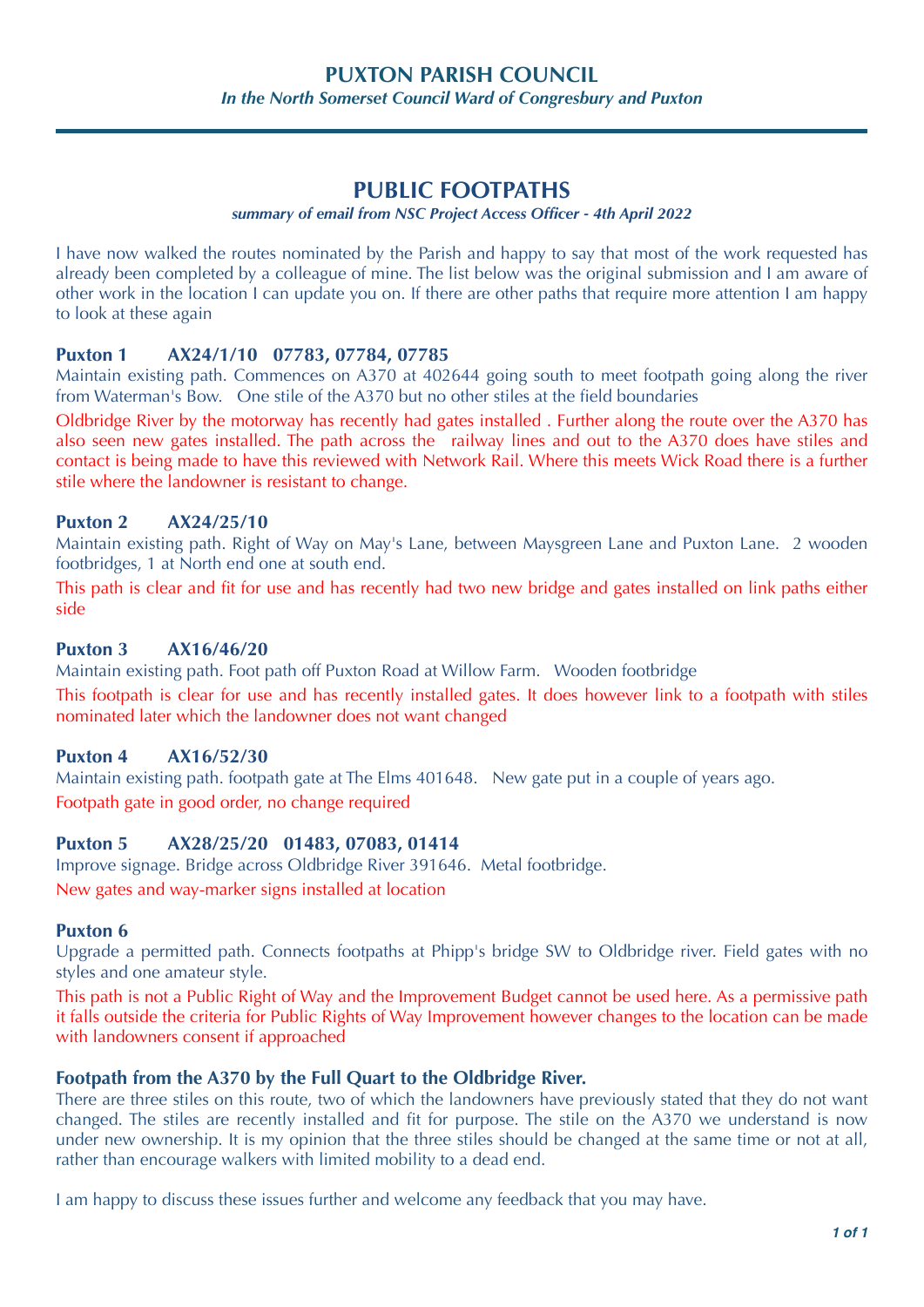# PUXTON PARISH COUNCIL

*In the North Somerset Council Ward of Congresbury and Puxton*

## PUBLIC FOOTPATHS

***summary of email from NSC Project Access Officer - 4th April 2022***

I have now walked the routes nominated by the Parish and happy to say that most of the work requested has already been completed by a colleague of mine. The list below was the original submission and I am aware of other work in the location I can update you on. If there are other paths that require more attention I am happy to look at these again

### Puxton 1 AX24/1/10 07783, 07784, 07785

Maintain existing path. Commences on A370 at 402644 going south to meet footpath going along the river from Waterman's Bow. One stile of the A370 but no other stiles at the field boundaries

Oldbridge River by the motorway has recently had gates installed . Further along the route over the A370 has also seen new gates installed. The path across the railway lines and out to the A370 does have stiles and contact is being made to have this reviewed with Network Rail. Where this meets Wick Road there is a further stile where the landowner is resistant to change.

### Puxton 2 AX24/25/10

Maintain existing path. Right of Way on May's Lane, between Maysgreen Lane and Puxton Lane. 2 wooden footbridges, 1 at North end one at south end.

This path is clear and fit for use and has recently had two new bridge and gates installed on link paths either side

### Puxton 3 AX16/46/20

Maintain existing path. Foot path off Puxton Road at Willow Farm. Wooden footbridge

This footpath is clear for use and has recently installed gates. It does however link to a footpath with stiles nominated later which the landowner does not want changed

### Puxton 4 AX16/52/30

Maintain existing path. footpath gate at The Elms 401648. New gate put in a couple of years ago.

Footpath gate in good order, no change required

### Puxton 5 AX28/25/20 01483, 07083, 01414

Improve signage. Bridge across Oldbridge River 391646. Metal footbridge.

New gates and way-marker signs installed at location

### Puxton 6

Upgrade a permitted path. Connects footpaths at Phipp's bridge SW to Oldbridge river. Field gates with no styles and one amateur style.

This path is not a Public Right of Way and the Improvement Budget cannot be used here. As a permissive path it falls outside the criteria for Public Rights of Way Improvement however changes to the location can be made with landowners consent if approached

### Footpath from the A370 by the Full Quart to the Oldbridge River.

There are three stiles on this route, two of which the landowners have previously stated that they do not want changed. The stiles are recently installed and fit for purpose. The stile on the A370 we understand is now under new ownership. It is my opinion that the three stiles should be changed at the same time or not at all, rather than encourage walkers with limited mobility to a dead end.

I am happy to discuss these issues further and welcome any feedback that you may have.